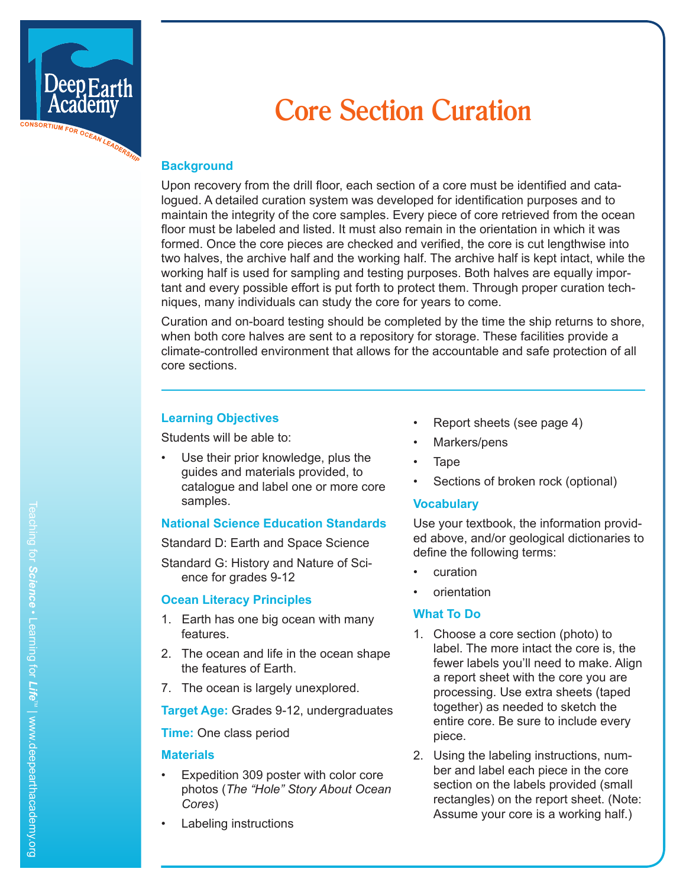# Core Section Curation

## Background

Upon recovery from the drill floor, each section of a core must be identified and catalogued. A detailed curation system was developed for identification purposes and to maintain the integrity of the core samples. Every piece of core retrieved from the ocean floor must be labeled and listed. It must also remain in the orientation in which it was formed. Once the core pieces are checked and verified, the core is cut lengthwise into two halves, the archive half and the working half. The archive half is kept intact, while the working half is used for sampling and testing purposes. Both halves are equally important and every possible effort is put forth to protect them. Through proper curation techniques, many individuals can study the core for years to come.

Curation and on-board testing should be completed by the time the ship returns to shore, when both core halves are sent to a repository for storage. These facilities provide a climate-controlled environment that allows for the accountable and safe protection of all core sections.

## Learning Objectives

Students will be able to:

- Use their prior knowledge, plus the guides and materials provided, to catalogue and label one or more core samples.

## National Science Education Standards

Standard D: Earth and Space Science

Standard G: History and Nature of Science for grades 9-12

## Ocean Literacy Principles

1. Earth has one big ocean with many features.
2. The ocean and life in the ocean shape the features of Earth.
7. The ocean is largely unexplored.

**Target Age:** Grades 9-12, undergraduates

**Time:** One class period

## Materials

- Expedition 309 poster with color core photos (*The "Hole" Story About Ocean Cores*)
- Labeling instructions
- Report sheets (see page 4)
- Markers/pens
- Tape
- Sections of broken rock (optional)

## Vocabulary

Use your textbook, the information provided above, and/or geological dictionaries to define the following terms:

- curation
- orientation

## What To Do

1. Choose a core section (photo) to label. The more intact the core is, the fewer labels you'll need to make. Align a report sheet with the core you are processing. Use extra sheets (taped together) as needed to sketch the entire core. Be sure to include every piece.
2. Using the labeling instructions, number and label each piece in the core section on the labels provided (small rectangles) on the report sheet. (Note: Assume your core is a working half.)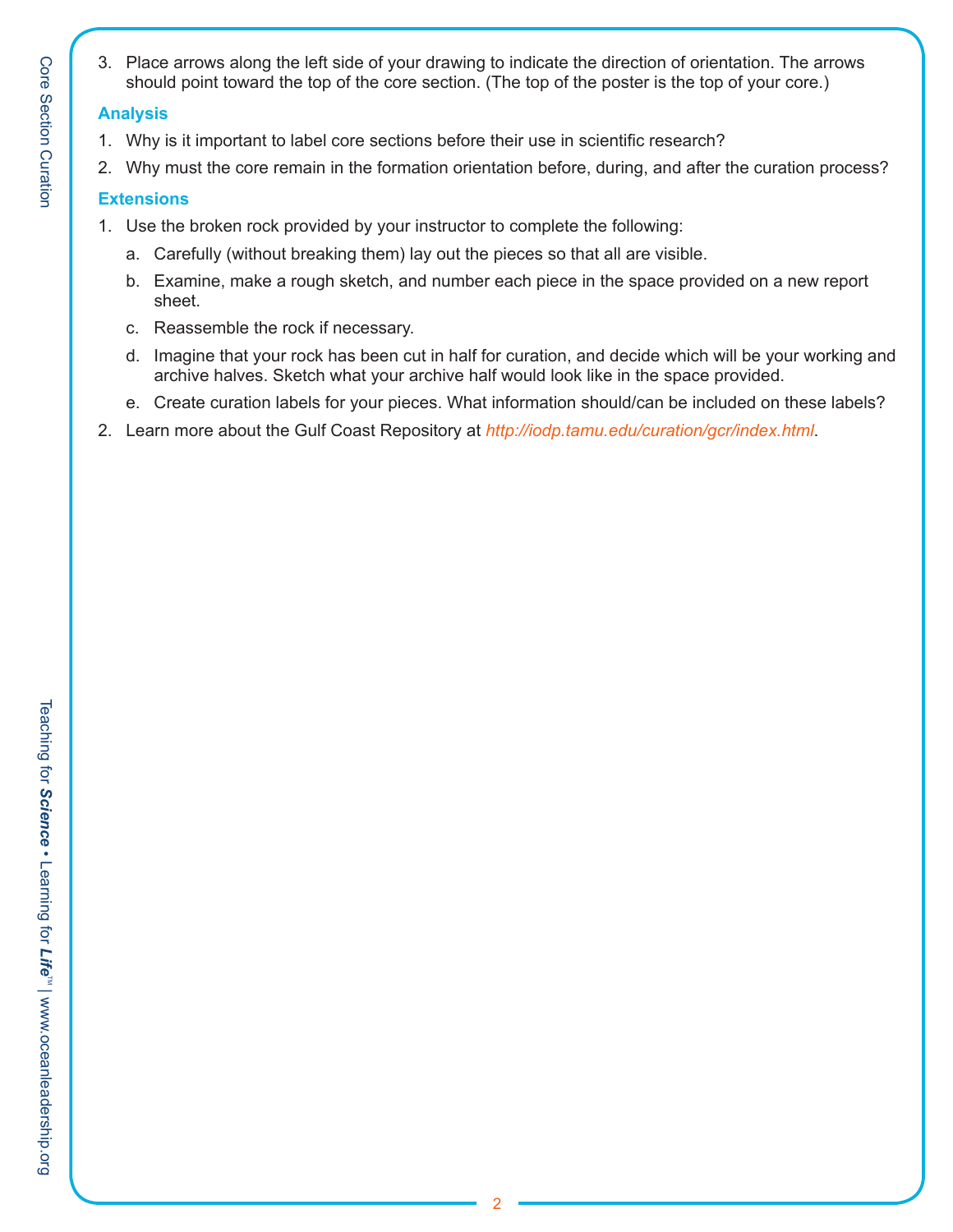3. Place arrows along the left side of your drawing to indicate the direction of orientation. The arrows should point toward the top of the core section. (The top of the poster is the top of your core.)

### Analysis

1. Why is it important to label core sections before their use in scientific research?
2. Why must the core remain in the formation orientation before, during, and after the curation process?

### Extensions

1. Use the broken rock provided by your instructor to complete the following:
   a. Carefully (without breaking them) lay out the pieces so that all are visible.
   b. Examine, make a rough sketch, and number each piece in the space provided on a new report sheet.
   c. Reassemble the rock if necessary.
   d. Imagine that your rock has been cut in half for curation, and decide which will be your working and archive halves. Sketch what your archive half would look like in the space provided.
   e. Create curation labels for your pieces. What information should/can be included on these labels?
2. Learn more about the Gulf Coast Repository at *http://iodp.tamu.edu/curation/gcr/index.html*.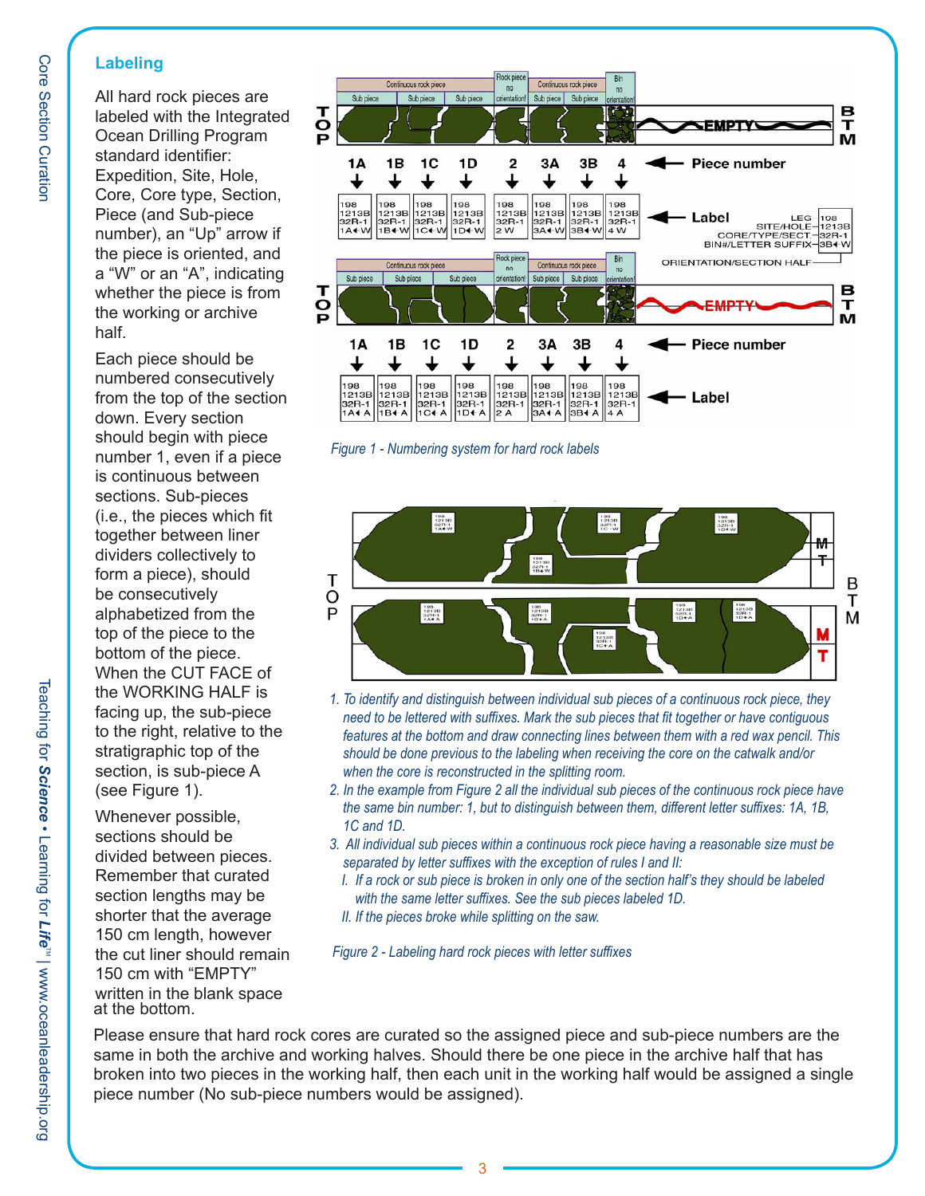## Labeling

All hard rock pieces are labeled with the Integrated Ocean Drilling Program standard identifier: Expedition, Site, Hole, Core, Core type, Section, Piece (and Sub-piece number), an "Up" arrow if the piece is oriented, and a "W" or an "A", indicating whether the piece is from the working or archive half.

Each piece should be numbered consecutively from the top of the section down. Every section should begin with piece number 1, even if a piece is continuous between sections. Sub-pieces (i.e., the pieces which fit together between liner dividers collectively to form a piece), should be consecutively alphabetized from the top of the piece to the bottom of the piece. When the CUT FACE of the WORKING HALF is facing up, the sub-piece to the right, relative to the stratigraphic top of the section, is sub-piece A (see Figure 1).

Whenever possible, sections should be divided between pieces. Remember that curated section lengths may be shorter that the average 150 cm length, however the cut liner should remain 150 cm with "EMPTY" written in the blank space at the bottom.

*Figure 1 - Numbering system for hard rock labels*

1. *To identify and distinguish between individual sub pieces of a continuous rock piece, they need to be lettered with suffixes. Mark the sub pieces that fit together or have contiguous features at the bottom and draw connecting lines between them with a red wax pencil. This should be done previous to the labeling when receiving the core on the catwalk and/or when the core is reconstructed in the splitting room.*
2. *In the example from Figure 2 all the individual sub pieces of the continuous rock piece have the same bin number: 1, but to distinguish between them, different letter suffixes: 1A, 1B, 1C and 1D.*
3. *All individual sub pieces within a continuous rock piece having a reasonable size must be separated by letter suffixes with the exception of rules I and II:*
   - *I. If a rock or sub piece is broken in only one of the section half's they should be labeled with the same letter suffixes. See the sub pieces labeled 1D.*
   - *II. If the pieces broke while splitting on the saw.*

*Figure 2 - Labeling hard rock pieces with letter suffixes*

Please ensure that hard rock cores are curated so the assigned piece and sub-piece numbers are the same in both the archive and working halves. Should there be one piece in the archive half that has broken into two pieces in the working half, then each unit in the working half would be assigned a single piece number (No sub-piece numbers would be assigned).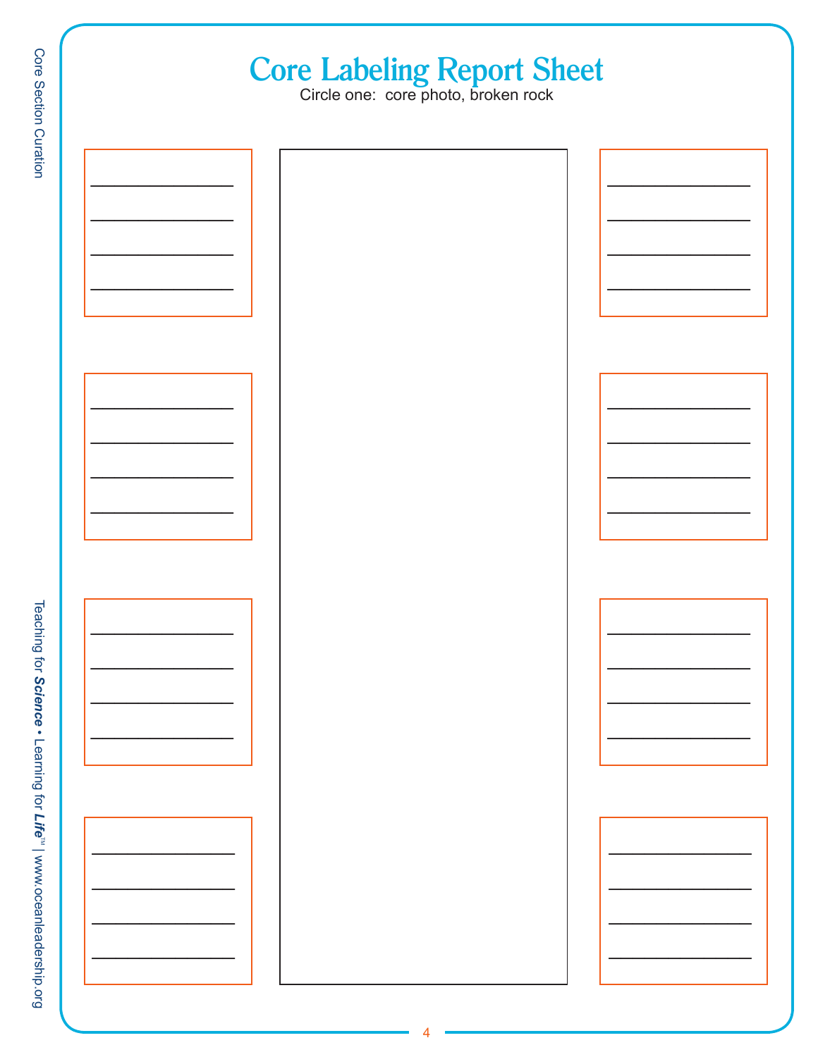# Core Labeling Report Sheet

Circle one: core photo, broken rock